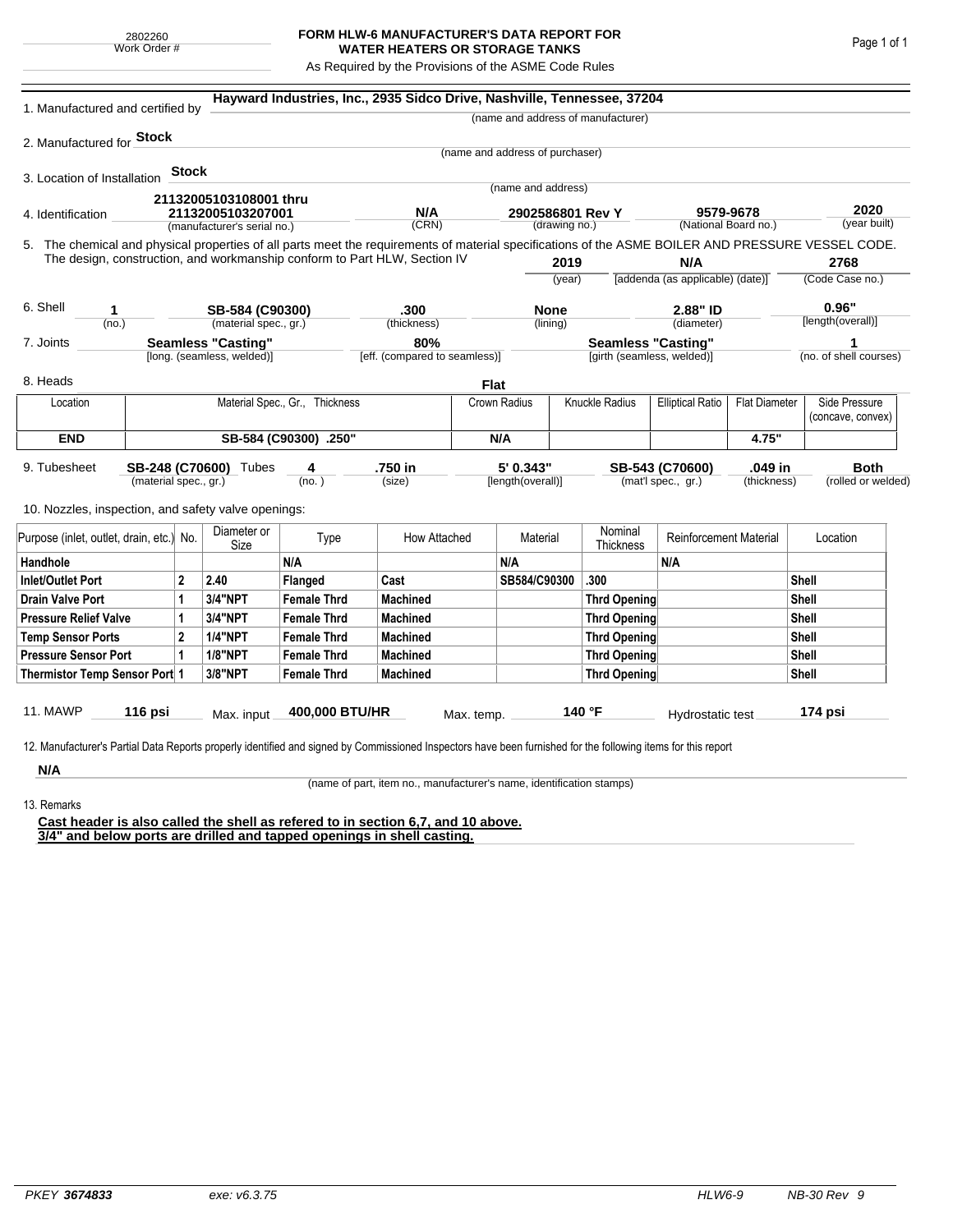2802260
Work Order #

# FORM HLW-6 MANUFACTURER'S DATA REPORT FOR WATER HEATERS OR STORAGE TANKS

As Required by the Provisions of the ASME Code Rules

1. Manufactured and certified by **Hayward Industries, Inc., 2935 Sidco Drive, Nashville, Tennessee, 37204**
(name and address of manufacturer)

2. Manufactured for **Stock**
(name and address of purchaser)

3. Location of Installation **Stock**
(name and address)

4. Identification **21132005103108001 thru 21132005103207001** (manufacturer's serial no.) **N/A** (CRN) **2902586801 Rev Y** (drawing no.) **9579-9678** (National Board no.) **2020** (year built)

5. The chemical and physical properties of all parts meet the requirements of material specifications of the ASME BOILER AND PRESSURE VESSEL CODE. The design, construction, and workmanship conform to Part HLW, Section IV **2019** (year) **N/A** [addenda (as applicable) (date)] **2768** (Code Case no.)

6. Shell **1** (no.) **SB-584 (C90300)** (material spec., gr.) **.300** (thickness) **None** (lining) **2.88" ID** (diameter) **0.96"** [length(overall)]

7. Joints **Seamless "Casting"** [long. (seamless, welded)] **80%** [eff. (compared to seamless)] **Seamless "Casting"** [girth (seamless, welded)] **1** (no. of shell courses)

8. Heads **Flat**

| Location | Material Spec., Gr., Thickness | Crown Radius | Knuckle Radius | Elliptical Ratio | Flat Diameter | Side Pressure (concave, convex) |
|---|---|---|---|---|---|---|
| **END** | **SB-584 (C90300) .250"** | **N/A** | | | **4.75"** | |

9. Tubesheet **SB-248 (C70600)** (material spec., gr.) Tubes **4** (no.) **.750 in** (size) **5' 0.343"** [length(overall)] **SB-543 (C70600)** (mat'l spec., gr.) **.049 in** (thickness) **Both** (rolled or welded)

10. Nozzles, inspection, and safety valve openings:

| Purpose (inlet, outlet, drain, etc.) | No. | Diameter or Size | Type | How Attached | Material | Nominal Thickness | Reinforcement Material | Location |
|---|---|---|---|---|---|---|---|---|
| **Handhole** | | | **N/A** | | **N/A** | | **N/A** | |
| **Inlet/Outlet Port** | **2** | **2.40** | **Flanged** | **Cast** | **SB584/C90300** | **.300** | | **Shell** |
| **Drain Valve Port** | **1** | **3/4"NPT** | **Female Thrd** | **Machined** | | **Thrd Opening** | | **Shell** |
| **Pressure Relief Valve** | **1** | **3/4"NPT** | **Female Thrd** | **Machined** | | **Thrd Opening** | | **Shell** |
| **Temp Sensor Ports** | **2** | **1/4"NPT** | **Female Thrd** | **Machined** | | **Thrd Opening** | | **Shell** |
| **Pressure Sensor Port** | **1** | **1/8"NPT** | **Female Thrd** | **Machined** | | **Thrd Opening** | | **Shell** |
| **Thermistor Temp Sensor Port** | **1** | **3/8"NPT** | **Female Thrd** | **Machined** | | **Thrd Opening** | | **Shell** |

11. MAWP **116 psi** Max. input **400,000 BTU/HR** Max. temp. **140 °F** Hydrostatic test **174 psi**

12. Manufacturer's Partial Data Reports properly identified and signed by Commissioned Inspectors have been furnished for the following items for this report

**N/A**
(name of part, item no., manufacturer's name, identification stamps)

13. Remarks

**Cast header is also called the shell as refered to in section 6,7, and 10 above.**
**3/4" and below ports are drilled and tapped openings in shell casting.**

PKEY **3674833** exe: v6.3.75 HLW6-9 NB-30 Rev 9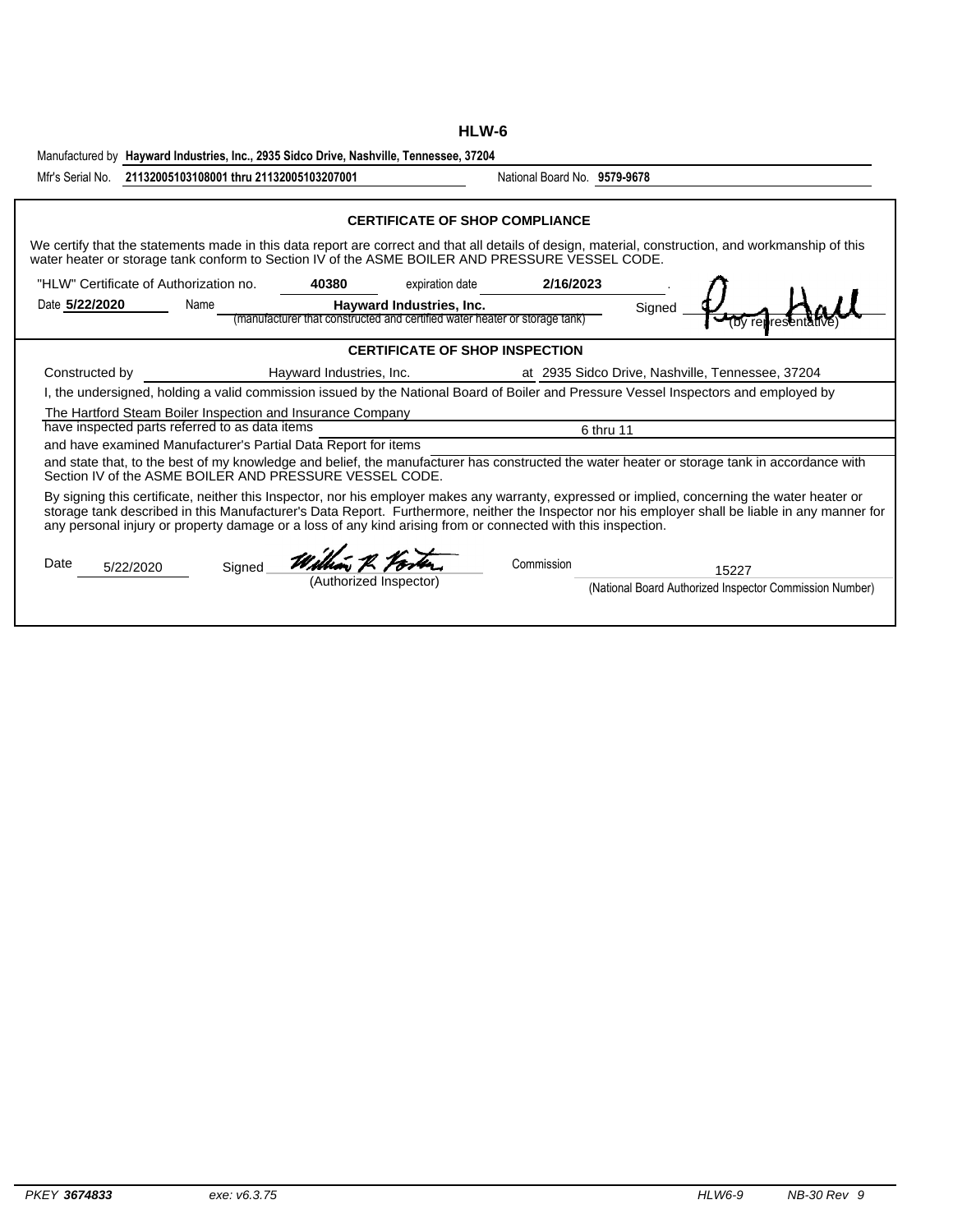# HLW-6

Manufactured by **Hayward Industries, Inc., 2935 Sidco Drive, Nashville, Tennessee, 37204**

Mfr's Serial No. **21132005103108001 thru 21132005103207001** National Board No. **9579-9678**

## CERTIFICATE OF SHOP COMPLIANCE

We certify that the statements made in this data report are correct and that all details of design, material, construction, and workmanship of this water heater or storage tank conform to Section IV of the ASME BOILER AND PRESSURE VESSEL CODE.

"HLW" Certificate of Authorization no. **40380** expiration date **2/16/2023** .

Date **5/22/2020** Name **Hayward Industries, Inc.** Signed Perry Hall
(manufacturer that constructed and certified water heater or storage tank) (by representative)

## CERTIFICATE OF SHOP INSPECTION

Constructed by Hayward Industries, Inc. at 2935 Sidco Drive, Nashville, Tennessee, 37204

I, the undersigned, holding a valid commission issued by the National Board of Boiler and Pressure Vessel Inspectors and employed by The Hartford Steam Boiler Inspection and Insurance Company

have inspected parts referred to as data items 6 thru 11

and have examined Manufacturer's Partial Data Report for items

and state that, to the best of my knowledge and belief, the manufacturer has constructed the water heater or storage tank in accordance with Section IV of the ASME BOILER AND PRESSURE VESSEL CODE.

By signing this certificate, neither this Inspector, nor his employer makes any warranty, expressed or implied, concerning the water heater or storage tank described in this Manufacturer's Data Report. Furthermore, neither the Inspector nor his employer shall be liable in any manner for any personal injury or property damage or a loss of any kind arising from or connected with this inspection.

Date 5/22/2020 Signed William R. Foster Commission 15227
(Authorized Inspector) (National Board Authorized Inspector Commission Number)

*PKEY* ***3674833*** *exe: v6.3.75* *HLW6-9* *NB-30 Rev 9*